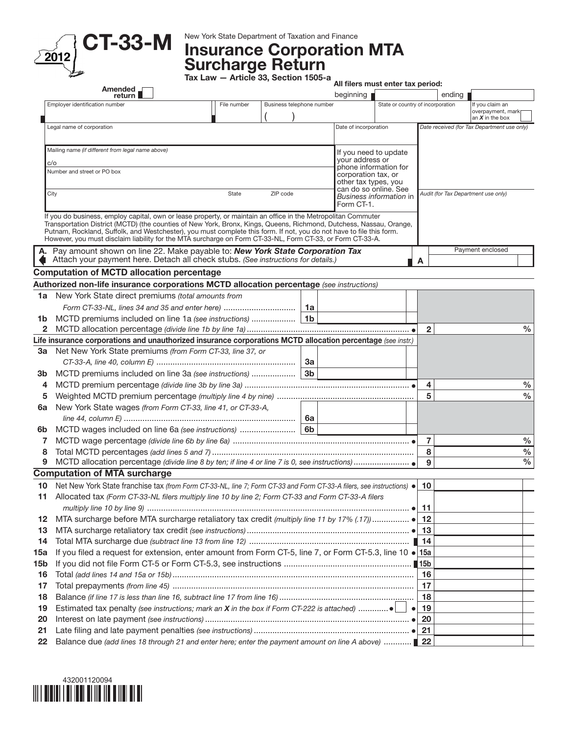# CT-33-M

2012

New York State Department of Taxation and Finance

## Insurance Corporation MTA Surcharge Return

**Tax Law — Article 33, Section 1505-a**

Amended return

All filers must enter tax period: beginning ______ ending ______

| Employer identification number | File number | Business telephone number | State or country of incorporation | If you claim an overpayment, mark an *X* in the box |
|---|---|---|---|---|
| | | ( ) | | |

| Legal name of corporation | Date of incorporation | *Date received (for Tax Department use only)* |
|---|---|---|
| | | |

Mailing name *(if different from legal name above)*

c/o

Number and street or PO box

City | State | ZIP code

If you need to update your address or phone information for corporation tax, or other tax types, you can do so online. See *Business information* in Form CT-1.

*Audit (for Tax Department use only)*

If you do business, employ capital, own or lease property, or maintain an office in the Metropolitan Commuter Transportation District (MCTD) (the counties of New York, Bronx, Kings, Queens, Richmond, Dutchess, Nassau, Orange, Putnam, Rockland, Suffolk, and Westchester), you must complete this form. If not, you do not have to file this form. However, you must disclaim liability for the MTA surcharge on Form CT-33-NL, Form CT-33, or Form CT-33-A.

**A.** Pay amount shown on line 22. Make payable to: ***New York State Corporation Tax***
Attach your payment here. Detach all check stubs. *(See instructions for details.)* **A** Payment enclosed

### Computation of MCTD allocation percentage

**Authorized non-life insurance corporations MCTD allocation percentage** *(see instructions)*

| Line | Description | | | | |
|---|---|---|---|---|---|
| 1a | New York State direct premiums *(total amounts from Form CT-33-NL, lines 34 and 35 and enter here)* | 1a | | | |
| 1b | MCTD premiums included on line 1a *(see instructions)* | 1b | | | |
| 2 | MCTD allocation percentage *(divide line 1b by line 1a)* | | | 2 | % |

**Life insurance corporations and unauthorized insurance corporations MCTD allocation percentage** *(see instr.)*

| Line | Description | | | | |
|---|---|---|---|---|---|
| 3a | Net New York State premiums *(from Form CT-33, line 37, or CT-33-A, line 40, column E)* | 3a | | | |
| 3b | MCTD premiums included on line 3a *(see instructions)* | 3b | | | |
| 4 | MCTD premium percentage *(divide line 3b by line 3a)* | | | 4 | % |
| 5 | Weighted MCTD premium percentage *(multiply line 4 by nine)* | | | 5 | % |
| 6a | New York State wages *(from Form CT-33, line 41, or CT-33-A, line 44, column E)* | 6a | | | |
| 6b | MCTD wages included on line 6a *(see instructions)* | 6b | | | |
| 7 | MCTD wage percentage *(divide line 6b by line 6a)* | | | 7 | % |
| 8 | Total MCTD percentages *(add lines 5 and 7)* | | | 8 | % |
| 9 | MCTD allocation percentage *(divide line 8 by ten; if line 4 or line 7 is 0, see instructions)* | | | 9 | % |

### Computation of MTA surcharge

| Line | Description | | |
|---|---|---|---|
| 10 | Net New York State franchise tax *(from Form CT-33-NL, line 7; Form CT-33 and Form CT-33-A filers, see instructions)* | 10 | |
| 11 | Allocated tax *(Form CT-33-NL filers multiply line 10 by line 2; Form CT-33 and Form CT-33-A filers multiply line 10 by line 9)* | 11 | |
| 12 | MTA surcharge before MTA surcharge retaliatory tax credit *(multiply line 11 by 17% (.17))* | 12 | |
| 13 | MTA surcharge retaliatory tax credit *(see instructions)* | 13 | |
| 14 | Total MTA surcharge due *(subtract line 13 from line 12)* | 14 | |
| 15a | If you filed a request for extension, enter amount from Form CT-5, line 7, or Form CT-5.3, line 10 | 15a | |
| 15b | If you did not file Form CT-5 or Form CT-5.3, see instructions | 15b | |
| 16 | Total *(add lines 14 and 15a or 15b)* | 16 | |
| 17 | Total prepayments *(from line 45)* | 17 | |
| 18 | Balance *(if line 17 is less than line 16, subtract line 17 from line 16)* | 18 | |
| 19 | Estimated tax penalty *(see instructions; mark an X in the box if Form CT-222 is attached)* ☐ | 19 | |
| 20 | Interest on late payment *(see instructions)* | 20 | |
| 21 | Late filing and late payment penalties *(see instructions)* | 21 | |
| 22 | Balance due *(add lines 18 through 21 and enter here; enter the payment amount on line A above)* | 22 | |

432001120094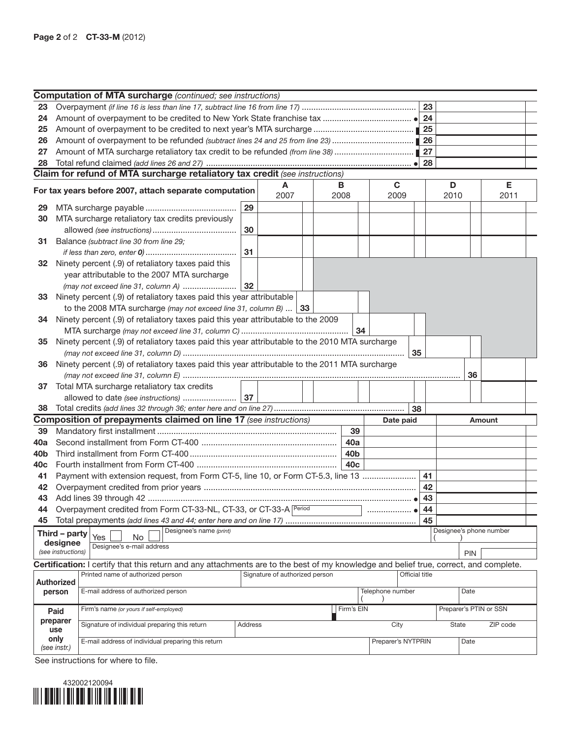## Computation of MTA surcharge *(continued; see instructions)*

| | | | |
|---|---|---|---|
| 23 | Overpayment *(if line 16 is less than line 17, subtract line 16 from line 17)* | 23 | |
| 24 | Amount of overpayment to be credited to New York State franchise tax | 24 | |
| 25 | Amount of overpayment to be credited to next year's MTA surcharge | 25 | |
| 26 | Amount of overpayment to be refunded *(subtract lines 24 and 25 from line 23)* | 26 | |
| 27 | Amount of MTA surcharge retaliatory tax credit to be refunded *(from line 38)* | 27 | |
| 28 | Total refund claimed *(add lines 26 and 27)* | 28 | |

## Claim for refund of MTA surcharge retaliatory tax credit *(see instructions)*

| For tax years before 2007, attach separate computation | | A 2007 | B 2008 | C 2009 | D 2010 | E 2011 |
|---|---|---|---|---|---|---|
| 29 MTA surcharge payable | 29 | | | | | |
| 30 MTA surcharge retaliatory tax credits previously allowed *(see instructions)* | 30 | | | | | |
| 31 Balance *(subtract line 30 from line 29; if less than zero, enter 0)* | 31 | | | | | |
| 32 Ninety percent (.9) of retaliatory taxes paid this year attributable to the 2007 MTA surcharge *(may not exceed line 31, column A)* | 32 | | | | | |
| 33 Ninety percent (.9) of retaliatory taxes paid this year attributable to the 2008 MTA surcharge *(may not exceed line 31, column B)* | 33 | | | | | |
| 34 Ninety percent (.9) of retaliatory taxes paid this year attributable to the 2009 MTA surcharge *(may not exceed line 31, column C)* | 34 | | | | | |
| 35 Ninety percent (.9) of retaliatory taxes paid this year attributable to the 2010 MTA surcharge *(may not exceed line 31, column D)* | 35 | | | | | |
| 36 Ninety percent (.9) of retaliatory taxes paid this year attributable to the 2011 MTA surcharge *(may not exceed line 31, column E)* | 36 | | | | | |
| 37 Total MTA surcharge retaliatory tax credits allowed to date *(see instructions)* | 37 | | | | | |
| 38 Total credits *(add lines 32 through 36; enter here and on line 27)* | 38 | | | | | |

## Composition of prepayments claimed on line 17 *(see instructions)*

| | | | Date paid | Amount |
|---|---|---|---|---|
| 39 | Mandatory first installment | 39 | | |
| 40a | Second installment from Form CT-400 | 40a | | |
| 40b | Third installment from Form CT-400 | 40b | | |
| 40c | Fourth installment from Form CT-400 | 40c | | |
| 41 | Payment with extension request, from Form CT-5, line 10, or Form CT-5.3, line 13 | 41 | | |
| 42 | Overpayment credited from prior years | 42 | | |
| 43 | Add lines 39 through 42 | 43 | | |
| 44 | Overpayment credited from Form CT-33-NL, CT-33, or CT-33-A Period | 44 | | |
| 45 | Total prepayments *(add lines 43 and 44; enter here and on line 17)* | 45 | | |

**Third – party designee** *(see instructions)*: Yes ☐ No ☐ Designee's name *(print)* Designee's phone number ( ) Designee's e-mail address PIN

**Certification:** I certify that this return and any attachments are to the best of my knowledge and belief true, correct, and complete.

| | | | | |
|---|---|---|---|---|
| **Authorized person** | Printed name of authorized person | Signature of authorized person | Official title | |
| | E-mail address of authorized person | | Telephone number ( ) | Date |
| **Paid preparer use only** *(see instr.)* | Firm's name *(or yours if self-employed)* | Firm's EIN | | Preparer's PTIN or SSN |
| | Signature of individual preparing this return | Address | City | State / ZIP code |
| | E-mail address of individual preparing this return | | Preparer's NYTPRIN | Date |

See instructions for where to file.

432002120094